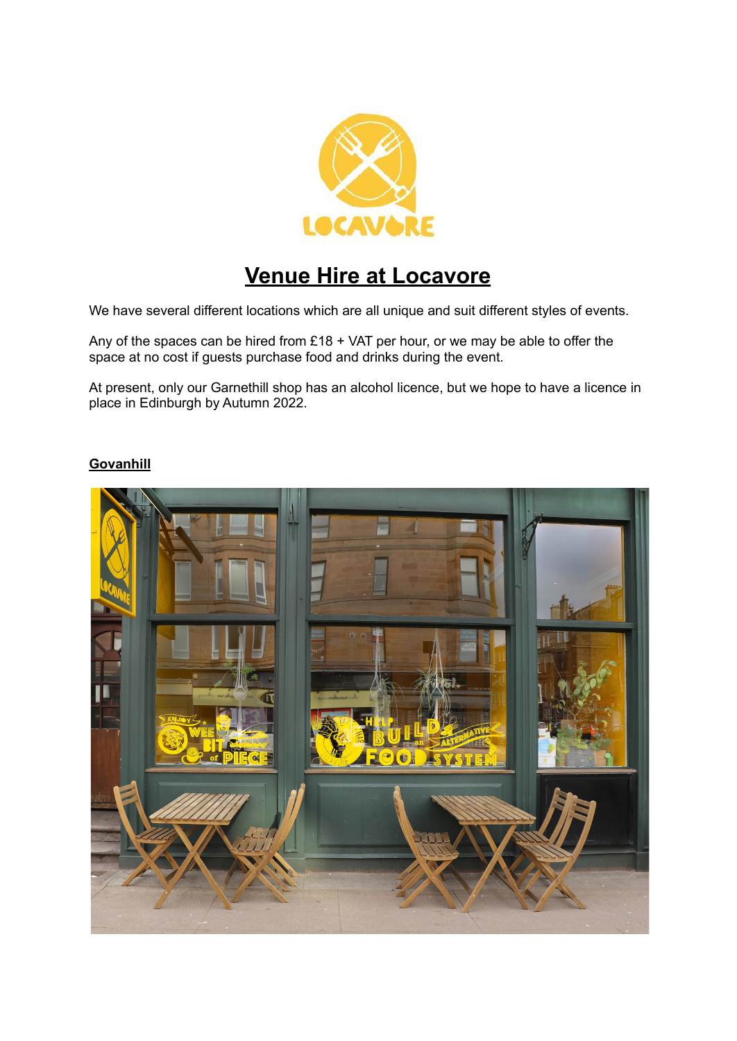# Venue Hire at Locavore

We have several different locations which are all unique and suit different styles of events.

Any of the spaces can be hired from £18 + VAT per hour, or we may be able to offer the space at no cost if guests purchase food and drinks during the event.

At present, only our Garnethill shop has an alcohol licence, but we hope to have a licence in place in Edinburgh by Autumn 2022.

## Govanhill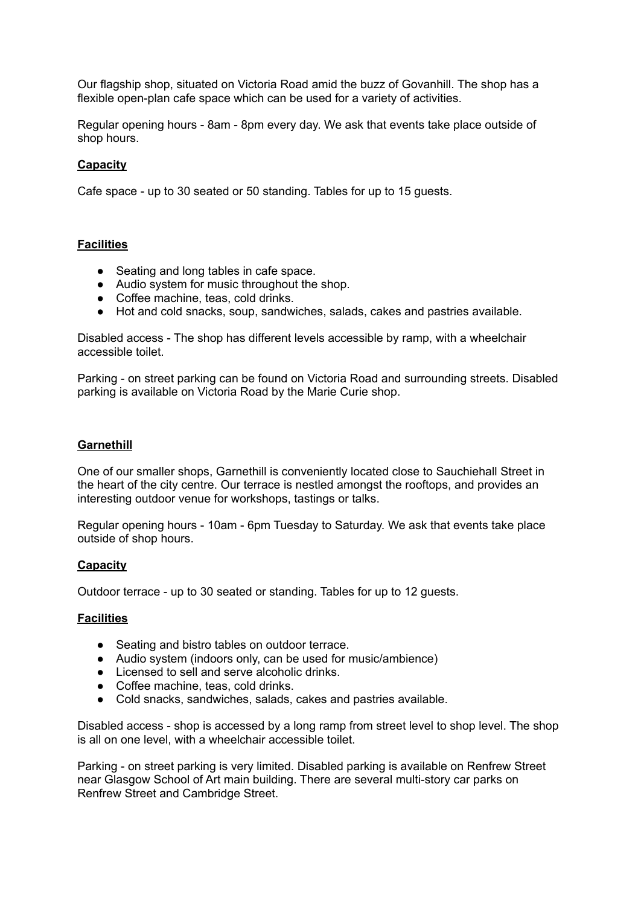Our flagship shop, situated on Victoria Road amid the buzz of Govanhill. The shop has a flexible open-plan cafe space which can be used for a variety of activities.

Regular opening hours - 8am - 8pm every day. We ask that events take place outside of shop hours.

**Capacity**

Cafe space - up to 30 seated or 50 standing. Tables for up to 15 guests.

**Facilities**

- Seating and long tables in cafe space.
- Audio system for music throughout the shop.
- Coffee machine, teas, cold drinks.
- Hot and cold snacks, soup, sandwiches, salads, cakes and pastries available.

Disabled access - The shop has different levels accessible by ramp, with a wheelchair accessible toilet.

Parking - on street parking can be found on Victoria Road and surrounding streets. Disabled parking is available on Victoria Road by the Marie Curie shop.

## Garnethill

One of our smaller shops, Garnethill is conveniently located close to Sauchiehall Street in the heart of the city centre. Our terrace is nestled amongst the rooftops, and provides an interesting outdoor venue for workshops, tastings or talks.

Regular opening hours - 10am - 6pm Tuesday to Saturday. We ask that events take place outside of shop hours.

**Capacity**

Outdoor terrace - up to 30 seated or standing. Tables for up to 12 guests.

**Facilities**

- Seating and bistro tables on outdoor terrace.
- Audio system (indoors only, can be used for music/ambience)
- Licensed to sell and serve alcoholic drinks.
- Coffee machine, teas, cold drinks.
- Cold snacks, sandwiches, salads, cakes and pastries available.

Disabled access - shop is accessed by a long ramp from street level to shop level. The shop is all on one level, with a wheelchair accessible toilet.

Parking - on street parking is very limited. Disabled parking is available on Renfrew Street near Glasgow School of Art main building. There are several multi-story car parks on Renfrew Street and Cambridge Street.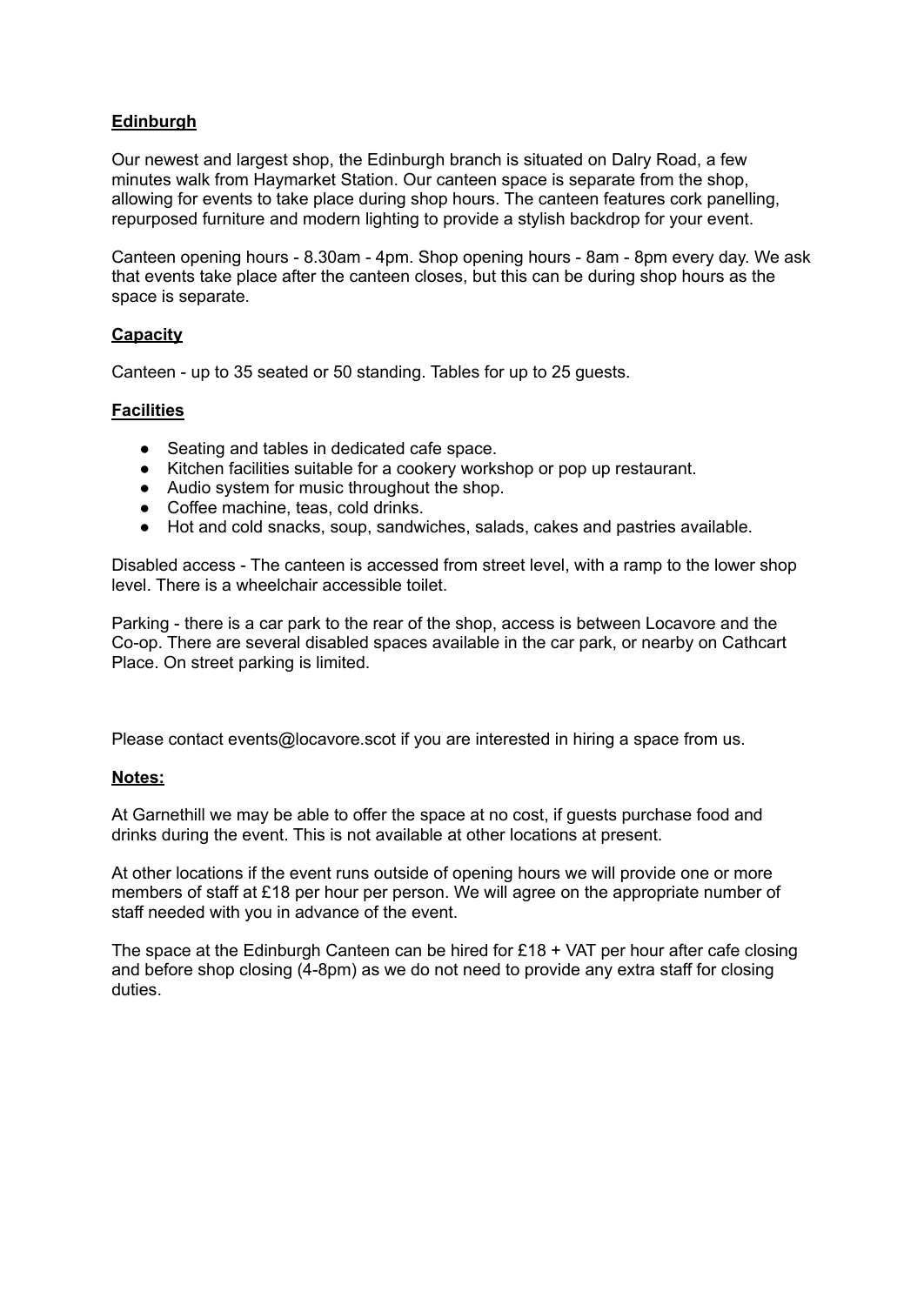## **Edinburgh**

Our newest and largest shop, the Edinburgh branch is situated on Dalry Road, a few minutes walk from Haymarket Station. Our canteen space is separate from the shop, allowing for events to take place during shop hours. The canteen features cork panelling, repurposed furniture and modern lighting to provide a stylish backdrop for your event.

Canteen opening hours - 8.30am - 4pm. Shop opening hours - 8am - 8pm every day. We ask that events take place after the canteen closes, but this can be during shop hours as the space is separate.

### **Capacity**

Canteen - up to 35 seated or 50 standing. Tables for up to 25 guests.

### **Facilities**

- Seating and tables in dedicated cafe space.
- Kitchen facilities suitable for a cookery workshop or pop up restaurant.
- Audio system for music throughout the shop.
- Coffee machine, teas, cold drinks.
- Hot and cold snacks, soup, sandwiches, salads, cakes and pastries available.

Disabled access - The canteen is accessed from street level, with a ramp to the lower shop level. There is a wheelchair accessible toilet.

Parking - there is a car park to the rear of the shop, access is between Locavore and the Co-op. There are several disabled spaces available in the car park, or nearby on Cathcart Place. On street parking is limited.

Please contact events@locavore.scot if you are interested in hiring a space from us.

### **Notes:**

At Garnethill we may be able to offer the space at no cost, if guests purchase food and drinks during the event. This is not available at other locations at present.

At other locations if the event runs outside of opening hours we will provide one or more members of staff at £18 per hour per person. We will agree on the appropriate number of staff needed with you in advance of the event.

The space at the Edinburgh Canteen can be hired for £18 + VAT per hour after cafe closing and before shop closing (4-8pm) as we do not need to provide any extra staff for closing duties.